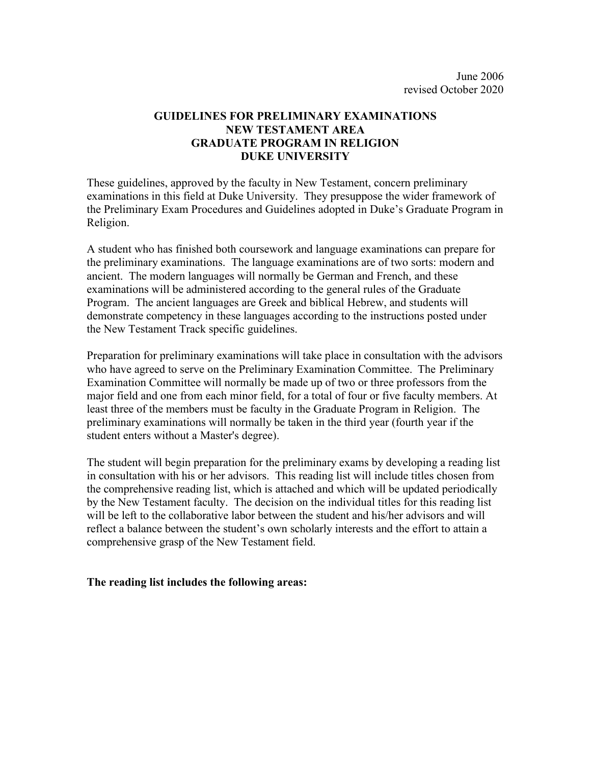June 2006
revised October 2020

# GUIDELINES FOR PRELIMINARY EXAMINATIONS
# NEW TESTAMENT AREA
# GRADUATE PROGRAM IN RELIGION
# DUKE UNIVERSITY

These guidelines, approved by the faculty in New Testament, concern preliminary examinations in this field at Duke University. They presuppose the wider framework of the Preliminary Exam Procedures and Guidelines adopted in Duke's Graduate Program in Religion.

A student who has finished both coursework and language examinations can prepare for the preliminary examinations. The language examinations are of two sorts: modern and ancient. The modern languages will normally be German and French, and these examinations will be administered according to the general rules of the Graduate Program. The ancient languages are Greek and biblical Hebrew, and students will demonstrate competency in these languages according to the instructions posted under the New Testament Track specific guidelines.

Preparation for preliminary examinations will take place in consultation with the advisors who have agreed to serve on the Preliminary Examination Committee. The Preliminary Examination Committee will normally be made up of two or three professors from the major field and one from each minor field, for a total of four or five faculty members. At least three of the members must be faculty in the Graduate Program in Religion. The preliminary examinations will normally be taken in the third year (fourth year if the student enters without a Master's degree).

The student will begin preparation for the preliminary exams by developing a reading list in consultation with his or her advisors. This reading list will include titles chosen from the comprehensive reading list, which is attached and which will be updated periodically by the New Testament faculty. The decision on the individual titles for this reading list will be left to the collaborative labor between the student and his/her advisors and will reflect a balance between the student's own scholarly interests and the effort to attain a comprehensive grasp of the New Testament field.

**The reading list includes the following areas:**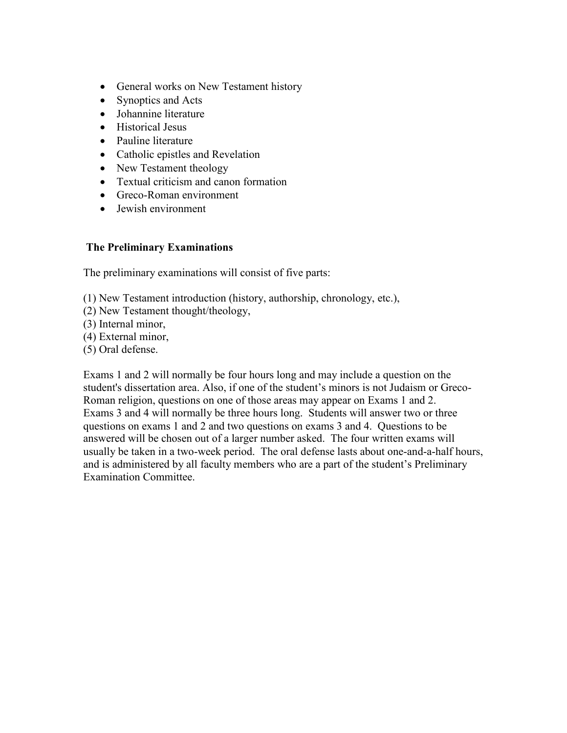- General works on New Testament history
- Synoptics and Acts
- Johannine literature
- Historical Jesus
- Pauline literature
- Catholic epistles and Revelation
- New Testament theology
- Textual criticism and canon formation
- Greco-Roman environment
- Jewish environment

## The Preliminary Examinations

The preliminary examinations will consist of five parts:

(1) New Testament introduction (history, authorship, chronology, etc.),
(2) New Testament thought/theology,
(3) Internal minor,
(4) External minor,
(5) Oral defense.

Exams 1 and 2 will normally be four hours long and may include a question on the student's dissertation area. Also, if one of the student's minors is not Judaism or Greco-Roman religion, questions on one of those areas may appear on Exams 1 and 2. Exams 3 and 4 will normally be three hours long. Students will answer two or three questions on exams 1 and 2 and two questions on exams 3 and 4. Questions to be answered will be chosen out of a larger number asked. The four written exams will usually be taken in a two-week period. The oral defense lasts about one-and-a-half hours, and is administered by all faculty members who are a part of the student's Preliminary Examination Committee.